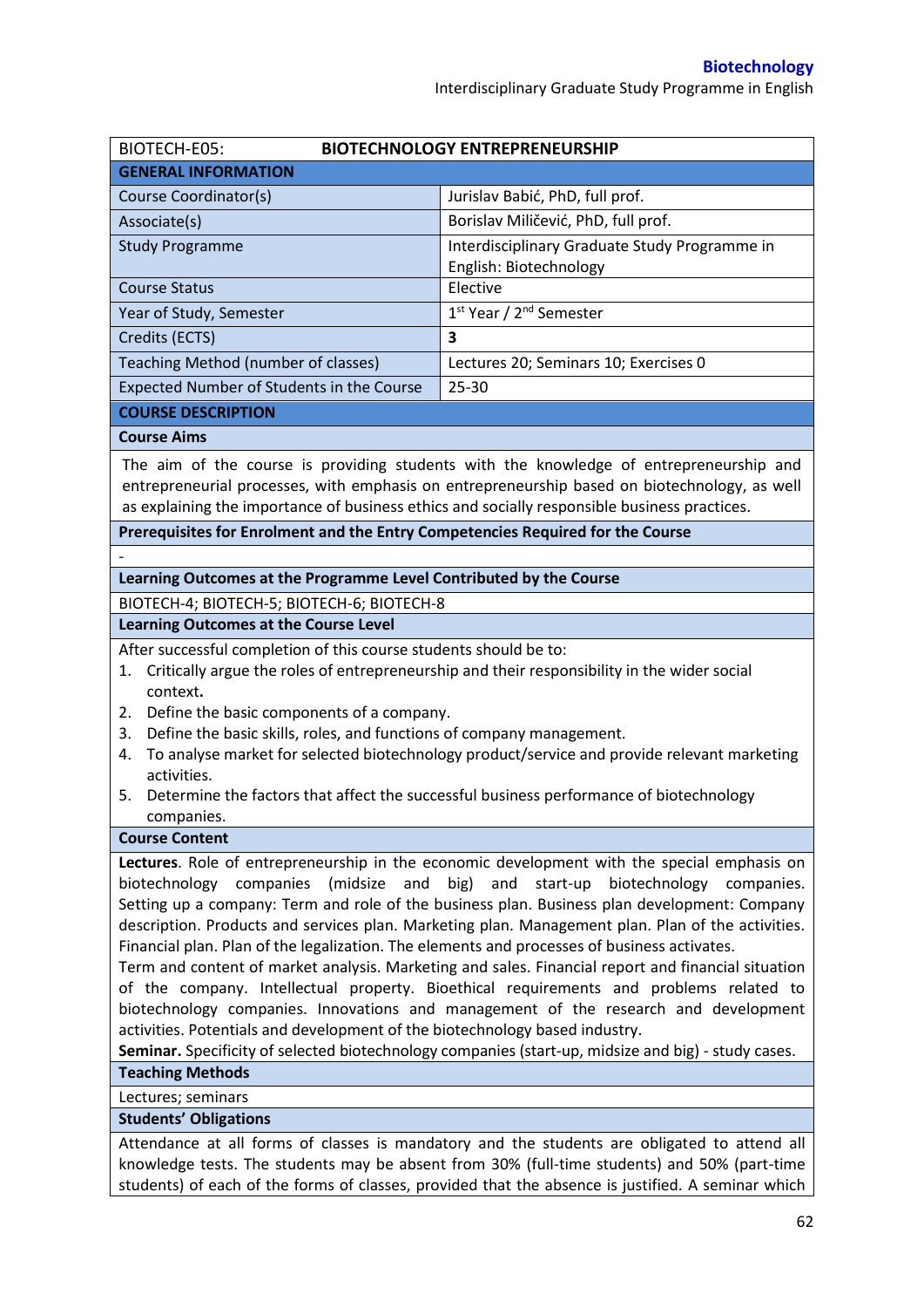| BIOTECH-E05: | **BIOTECHNOLOGY ENTREPRENEURSHIP** |
|---|---|
| **GENERAL INFORMATION** | |
| Course Coordinator(s) | Jurislav Babić, PhD, full prof. |
| Associate(s) | Borislav Miličević, PhD, full prof. |
| Study Programme | Interdisciplinary Graduate Study Programme in English: Biotechnology |
| Course Status | Elective |
| Year of Study, Semester | 1st Year / 2nd Semester |
| Credits (ECTS) | **3** |
| Teaching Method (number of classes) | Lectures 20; Seminars 10; Exercises 0 |
| Expected Number of Students in the Course | 25-30 |

**COURSE DESCRIPTION**

**Course Aims**

The aim of the course is providing students with the knowledge of entrepreneurship and entrepreneurial processes, with emphasis on entrepreneurship based on biotechnology, as well as explaining the importance of business ethics and socially responsible business practices.

**Prerequisites for Enrolment and the Entry Competencies Required for the Course**

-

**Learning Outcomes at the Programme Level Contributed by the Course**

BIOTECH-4; BIOTECH-5; BIOTECH-6; BIOTECH-8

**Learning Outcomes at the Course Level**

After successful completion of this course students should be to:

1. Critically argue the roles of entrepreneurship and their responsibility in the wider social context**.**
2. Define the basic components of a company.
3. Define the basic skills, roles, and functions of company management.
4. To analyse market for selected biotechnology product/service and provide relevant marketing activities.
5. Determine the factors that affect the successful business performance of biotechnology companies.

**Course Content**

**Lectures**. Role of entrepreneurship in the economic development with the special emphasis on biotechnology companies (midsize and big) and start-up biotechnology companies. Setting up a company: Term and role of the business plan. Business plan development: Company description. Products and services plan. Marketing plan. Management plan. Plan of the activities. Financial plan. Plan of the legalization. The elements and processes of business activates.
Term and content of market analysis. Marketing and sales. Financial report and financial situation of the company. Intellectual property. Bioethical requirements and problems related to biotechnology companies. Innovations and management of the research and development activities. Potentials and development of the biotechnology based industry.
**Seminar.** Specificity of selected biotechnology companies (start-up, midsize and big) - study cases.

**Teaching Methods**

Lectures; seminars

**Students' Obligations**

Attendance at all forms of classes is mandatory and the students are obligated to attend all knowledge tests. The students may be absent from 30% (full-time students) and 50% (part-time students) of each of the forms of classes, provided that the absence is justified. A seminar which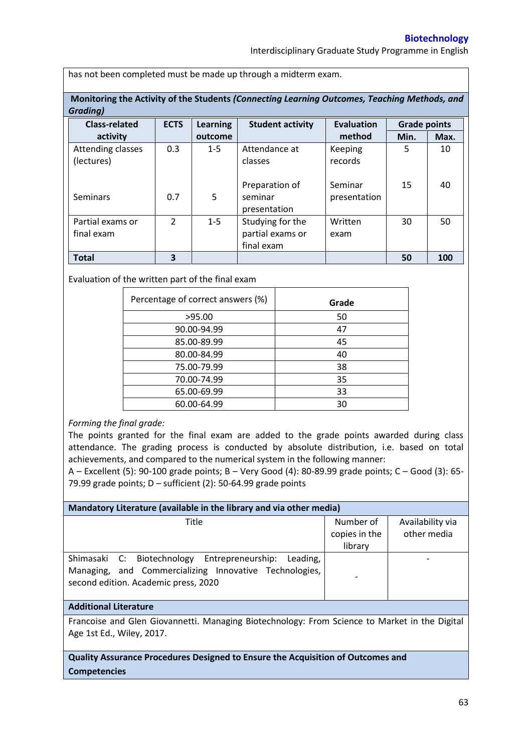has not been completed must be made up through a midterm exam.

**Monitoring the Activity of the Students *(Connecting Learning Outcomes, Teaching Methods, and Grading)***

| Class-related activity | ECTS | Learning outcome | Student activity | Evaluation method | Grade points | |
|---|---|---|---|---|---|---|
| | | | | | Min. | Max. |
| Attending classes (lectures) | 0.3 | 1-5 | Attendance at classes | Keeping records | 5 | 10 |
| Seminars | 0.7 | 5 | Preparation of seminar presentation | Seminar presentation | 15 | 40 |
| Partial exams or final exam | 2 | 1-5 | Studying for the partial exams or final exam | Written exam | 30 | 50 |
| **Total** | **3** | | | | **50** | **100** |

Evaluation of the written part of the final exam

| Percentage of correct answers (%) | Grade |
|---|---|
| >95.00 | 50 |
| 90.00-94.99 | 47 |
| 85.00-89.99 | 45 |
| 80.00-84.99 | 40 |
| 75.00-79.99 | 38 |
| 70.00-74.99 | 35 |
| 65.00-69.99 | 33 |
| 60.00-64.99 | 30 |

*Forming the final grade:*

The points granted for the final exam are added to the grade points awarded during class attendance. The grading process is conducted by absolute distribution, i.e. based on total achievements, and compared to the numerical system in the following manner:

A – Excellent (5): 90-100 grade points; B – Very Good (4): 80-89.99 grade points; C – Good (3): 65-79.99 grade points; D – sufficient (2): 50-64.99 grade points

**Mandatory Literature (available in the library and via other media)**

| Title | Number of copies in the library | Availability via other media |
|---|---|---|
| Shimasaki C: Biotechnology Entrepreneurship: Leading, Managing, and Commercializing Innovative Technologies, second edition. Academic press, 2020 | - | - |

**Additional Literature**

Francoise and Glen Giovannetti. Managing Biotechnology: From Science to Market in the Digital Age 1st Ed., Wiley, 2017.

**Quality Assurance Procedures Designed to Ensure the Acquisition of Outcomes and Competencies**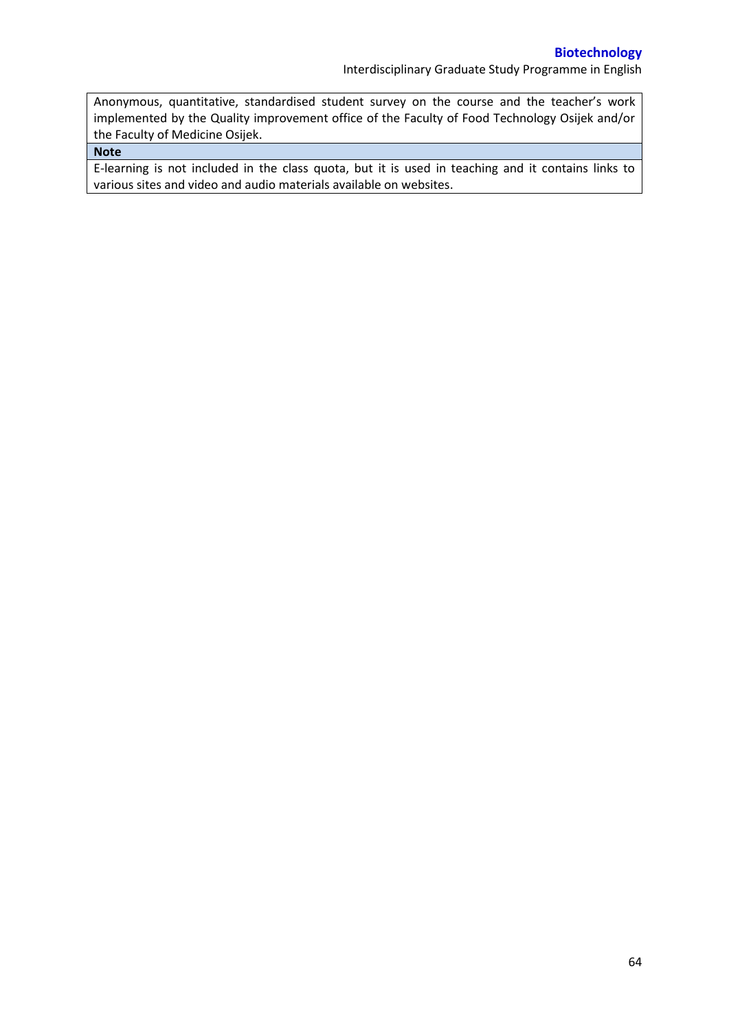Anonymous, quantitative, standardised student survey on the course and the teacher's work implemented by the Quality improvement office of the Faculty of Food Technology Osijek and/or the Faculty of Medicine Osijek.

**Note**

E-learning is not included in the class quota, but it is used in teaching and it contains links to various sites and video and audio materials available on websites.